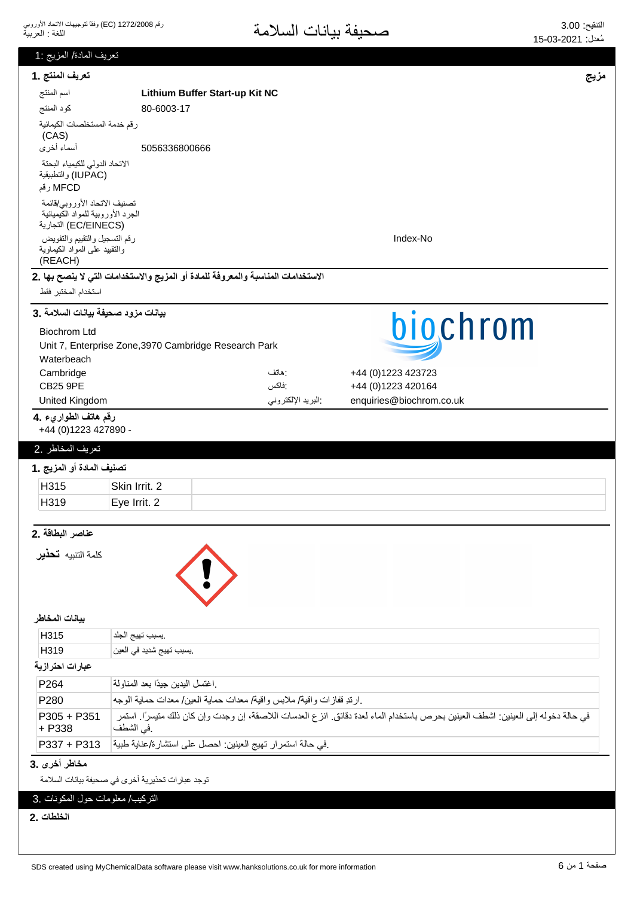صحيفة بيانات السلامة

التنقيح: 3.00
مُعدل: 15-03-2021

رقم 1272/2008 (EC) وفقاً لتوجيهات الاتحاد الأوروبي
اللغة : العربية

## تعريف المادة/ المزيج :1

### تعريف المنتج .1

**مزيج**

| | |
|---|---|
| اسم المنتج | **Lithium Buffer Start-up Kit NC** |
| كود المنتج | 80-6003-17 |
| رقم خدمة المستخلصات الكيمائية (CAS) | |
| أسماء أخرى | 5056336800666 |
| الاتحاد الدولي للكيمياء البحتة والتطبيقية (IUPAC) | |
| رقم MFCD | |
| تصنيف الاتحاد الأوروبي/قائمة الجرد الأوروبية للمواد الكيميائية التجارية (EC/EINECS) | |
| رقم التسجيل والتقييم والتفويض والتقييد على المواد الكيماوية (REACH) | Index-No |

### الاستخدامات المناسبة والمعروفة للمادة أو المزيج والاستخدامات التي لا ينصح بها .2

استخدام المختبر فقط

### بيانات مزود صحيفة بيانات السلامة .3

biochrom

Biochrom Ltd
Unit 7, Enterprise Zone,3970 Cambridge Research Park
Waterbeach
Cambridge
CB25 9PE
United Kingdom

| | |
|---|---|
| هاتف: | +44 (0)1223 423723 |
| فاكس: | +44 (0)1223 420164 |
| البريد الإلكتروني: | enquiries@biochrom.co.uk |

### رقم هاتف الطوارىء .4

+44 (0)1223 427890 -

## تعريف المخاطر .2

### تصنيف المادة أو المزيج .1

| | | |
|---|---|---|
| H315 | Skin Irrit. 2 | |
| H319 | Eye Irrit. 2 | |

### عناصر البطاقة .2

كلمة التنبيه **تحذير**

#### بيانات المخاطر

| | |
|---|---|
| H315 | يسبب تهيج الجلد. |
| H319 | يسبب تهيج شديد في العين. |

#### عبارات احترازية

| | |
|---|---|
| P264 | اغتسل اليدين جيدًا بعد المناولة. |
| P280 | ارتدِ قفازات واقية/ ملابس واقية/ معدات حماية العين/ معدات حماية الوجه. |
| P305 + P351 + P338 | في حالة دخوله إلى العينين: اشطف العينين بحرص باستخدام الماء لعدة دقائق. انزع العدسات اللاصقة، إن وجدت وإن كان ذلك متيسرًا. استمر في الشطف. |
| P337 + P313 | في حالة استمرار تهيج العينين: احصل على استشارة/عناية طبية. |

### مخاطر أخرى .3

توجد عبارات تحذيرية أخرى في صحيفة بيانات السلامة

## التركيب/ معلومات حول المكونات .3

### الخلطات .2

SDS created using MyChemicalData software please visit www.hanksolutions.co.uk for more information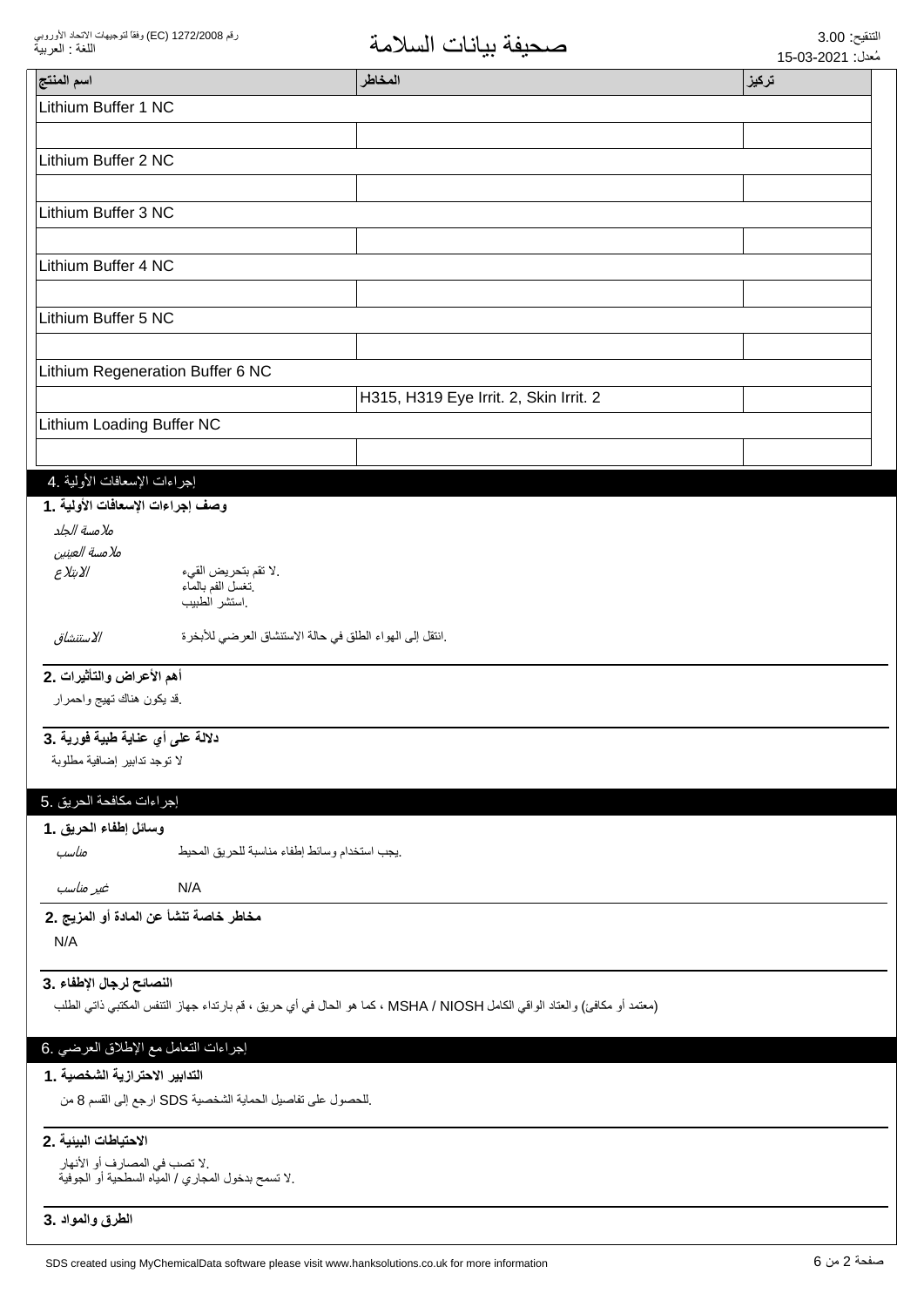| اسم المنتج | المخاطر | تركيز |
|---|---|---|
| Lithium Buffer 1 NC | | |
| | | |
| Lithium Buffer 2 NC | | |
| | | |
| Lithium Buffer 3 NC | | |
| | | |
| Lithium Buffer 4 NC | | |
| | | |
| Lithium Buffer 5 NC | | |
| | | |
| Lithium Regeneration Buffer 6 NC | | |
| | H315, H319 Eye Irrit. 2, Skin Irrit. 2 | |
| Lithium Loading Buffer NC | | |
| | | |

## إجراءات الإسعافات الأولية .4

### وصف إجراءات الإسعافات الأولية .1

*ملامسة الجلد*

*ملامسة العينين*

*الابتلاع* .لا تقم بتحريض القيء
.تغسل الفم بالماء
.استشر الطبيب

*الاستنشاق* .انتقل إلى الهواء الطلق في حالة الاستنشاق العرضي للأبخرة

### أهم الأعراض والتأثيرات .2

.قد يكون هناك تهيج واحمرار

### دلالة على أي عناية طبية فورية .3

لا توجد تدابير إضافية مطلوبة

## إجراءات مكافحة الحريق .5

### وسائل إطفاء الحريق .1

*مناسب* .يجب استخدام وسائط إطفاء مناسبة للحريق المحيط

*غير مناسب* N/A

### مخاطر خاصة تنشأ عن المادة أو المزيج .2

N/A

### النصائح لرجال الإطفاء .3

(معتمد أو مكافئ) والعتاد الواقي الكامل MSHA / NIOSH ، كما هو الحال في أي حريق ، قم بارتداء جهاز التنفس المكتبي ذاتي الطلب

## إجراءات التعامل مع الإطلاق العرضي .6

### التدابير الاحترازية الشخصية .1

.للحصول على تفاصيل الحماية الشخصية SDS ارجع إلى القسم 8 من

### الاحتياطات البيئية .2

.لا تصب في المصارف أو الأنهار
.لا تسمح بدخول المجاري / المياه السطحية أو الجوفية

### الطرق والمواد .3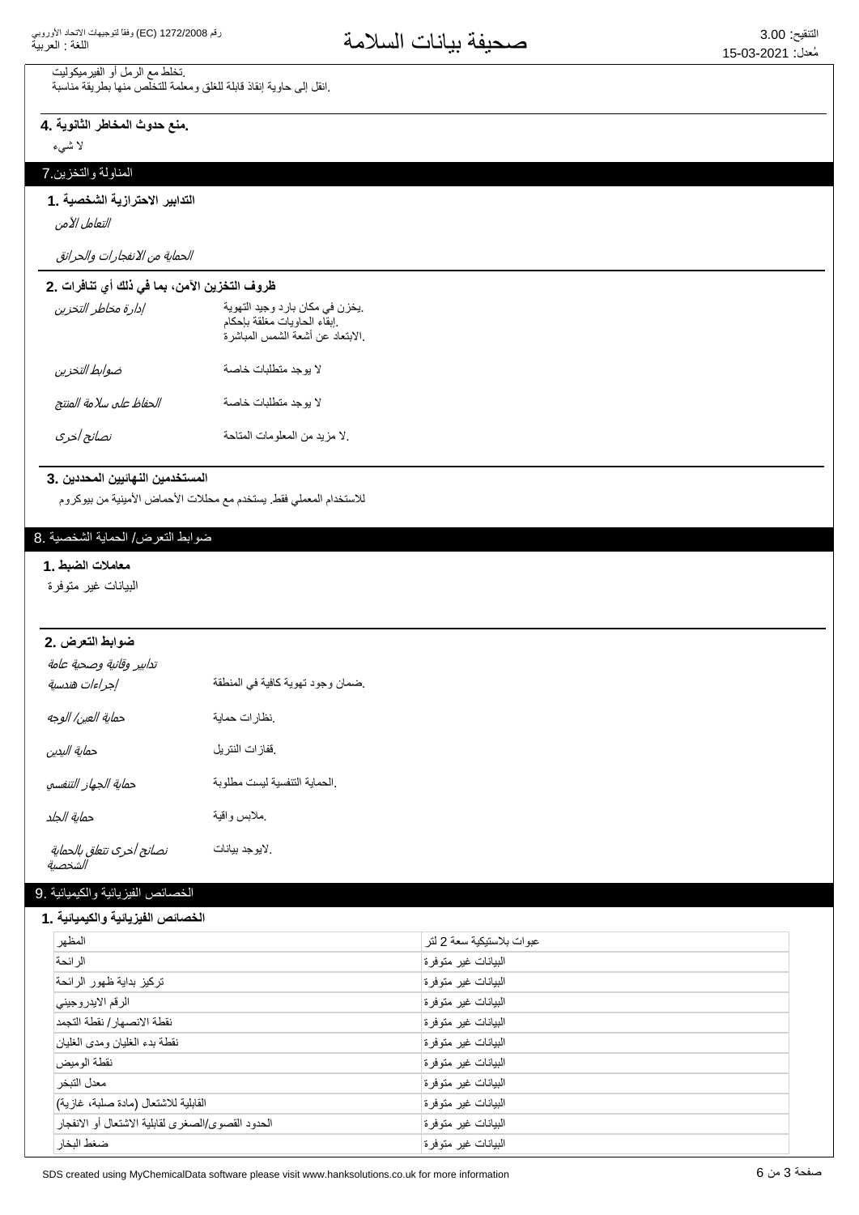.تخلط مع الرمل أو الفيرميكوليت
.انقل إلى حاوية إنقاذ قابلة للغلق ومعلمة للتخلص منها بطريقة مناسبة

**4. منع حدوث المخاطر الثانوية.**

لا شيء

## 7. المناولة والتخزين

**1. التدابير الاحترازية الشخصية**

*التعامل الآمن*

*الحماية من الانفجارات والحرائق*

**2. ظروف التخزين الآمن، بما في ذلك أي تنافرات**

| | |
|---|---|
| *إدارة مخاطر التخزين* | .يخزن في مكان بارد وجيد التهوية<br>.إبقاء الحاويات مغلقة بإحكام<br>.الابتعاد عن أشعة الشمس المباشرة |
| *ضوابط التخزين* | لا يوجد متطلبات خاصة |
| *الحفاظ على سلامة المنتج* | لا يوجد متطلبات خاصة |
| *نصائح أخرى* | .لا مزيد من المعلومات المتاحة |

**3. المستخدمين النهائيين المحددين**

للاستخدام المعملي فقط. يستخدم مع محللات الأحماض الأمينية من بيوكروم

## 8. ضوابط التعرض/ الحماية الشخصية

**1. معاملات الضبط**

البيانات غير متوفرة

**2. ضوابط التعرض**

*تدابير وقائية وصحية عامة*

| | |
|---|---|
| *إجراءات هندسية* | .ضمان وجود تهوية كافية في المنطقة |
| *حماية العين/ الوجه* | .نظارات حماية |
| *حماية اليدين* | .قفازات النتريل |
| *حماية الجهاز التنفسي* | .الحماية التنفسية ليست مطلوبة |
| *حماية الجلد* | .ملابس واقية |
| *نصائح أخرى تتعلق بالحماية الشخصية* | .لايوجد بيانات |

## 9. الخصائص الفيزيائية والكيميائية

**1. الخصائص الفيزيائية والكيميائية**

| | |
|---|---|
| المظهر | عبوات بلاستيكية سعة 2 لتر |
| الرائحة | البيانات غير متوفرة |
| تركيز بداية ظهور الرائحة | البيانات غير متوفرة |
| الرقم الايدروجيني | البيانات غير متوفرة |
| نقطة الانصهار/ نقطة التجمد | البيانات غير متوفرة |
| نقطة بدء الغليان ومدى الغليان | البيانات غير متوفرة |
| نقطة الوميض | البيانات غير متوفرة |
| معدل التبخر | البيانات غير متوفرة |
| القابلية للاشتعال (مادة صلبة، غازية) | البيانات غير متوفرة |
| الحدود القصوى/الصغرى لقابلية الاشتعال أو الانفجار | البيانات غير متوفرة |
| ضغط البخار | البيانات غير متوفرة |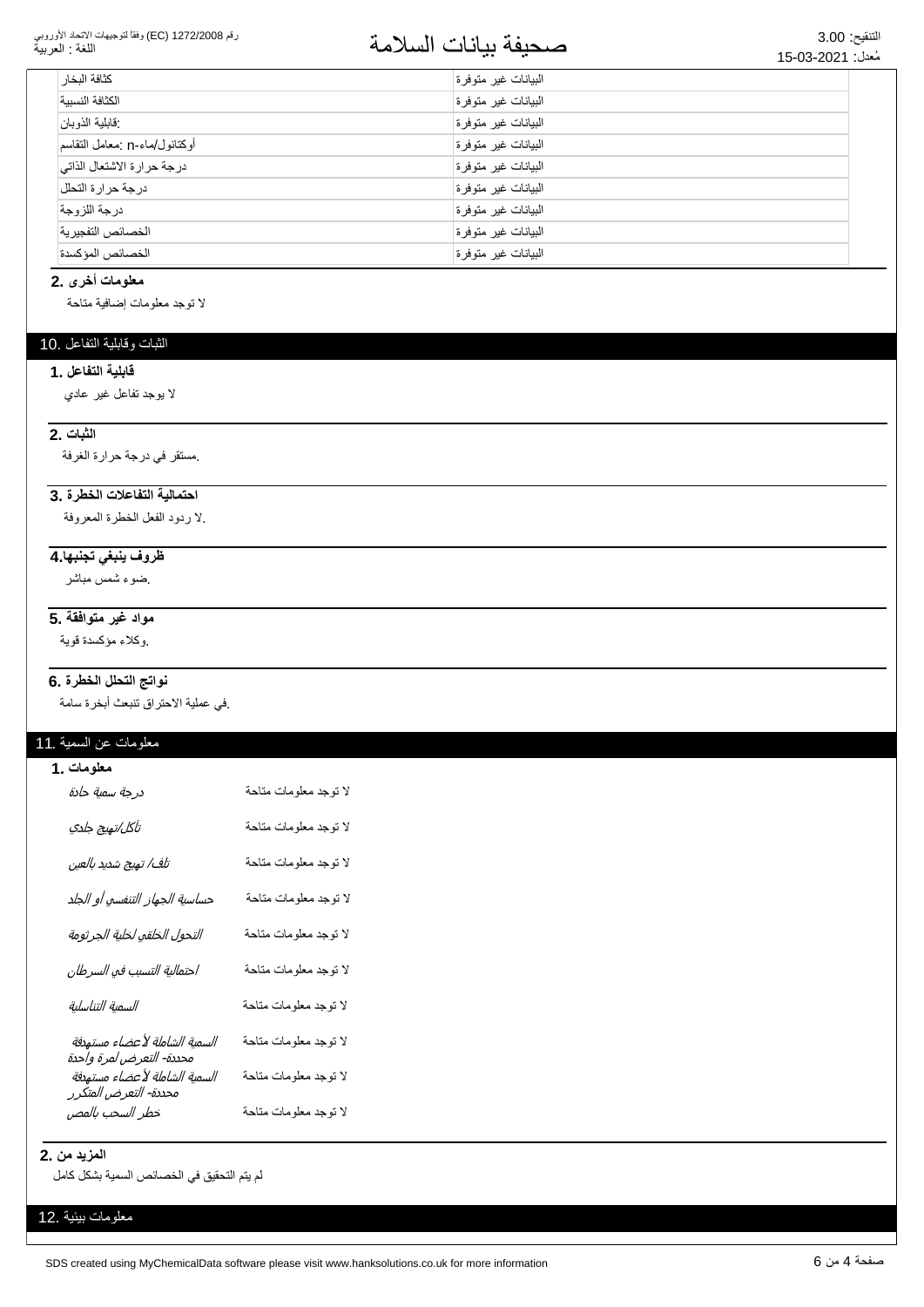| | |
|---|---|
| كثافة البخار | البيانات غير متوفرة |
| الكثافة النسبية | البيانات غير متوفرة |
| :قابلية الذوبان | البيانات غير متوفرة |
| أوكتانول/ماء-n :معامل التقاسم | البيانات غير متوفرة |
| درجة حرارة الاشتعال الذاتي | البيانات غير متوفرة |
| درجة حرارة التحلل | البيانات غير متوفرة |
| درجة اللزوجة | البيانات غير متوفرة |
| الخصائص التفجيرية | البيانات غير متوفرة |
| الخصائص المؤكسدة | البيانات غير متوفرة |

### معلومات أخرى .2

لا توجد معلومات إضافية متاحة

## الثبات وقابلية التفاعل .10

### قابلية التفاعل .1

لا يوجد تفاعل غير عادي

### الثبات .2

.مستقر في درجة حرارة الغرفة

### احتمالية التفاعلات الخطرة .3

.لا ردود الفعل الخطرة المعروفة

### ظروف ينبغي تجنبها.4

.ضوء شمس مباشر

### مواد غير متوافقة .5

.وكلاء مؤكسدة قوية

### نواتج التحلل الخطرة .6

.في عملية الاحتراق تنبعث أبخرة سامة

## معلومات عن السمية .11

### معلومات .1

| | |
|---|---|
| *درجة سمية حادة* | لا توجد معلومات متاحة |
| *تآكل/تهيج جلدي* | لا توجد معلومات متاحة |
| *تلف/ تهيج شديد بالعين* | لا توجد معلومات متاحة |
| *حساسية الجهاز التنفسي أو الجلد* | لا توجد معلومات متاحة |
| *التحول الخلقي لخلية الجرثومة* | لا توجد معلومات متاحة |
| *احتمالية التسبب في السرطان* | لا توجد معلومات متاحة |
| *السمية التناسلية* | لا توجد معلومات متاحة |
| *السمية الشاملة لأعضاء مستهدفة محددة- التعرض لمرة واحدة* | لا توجد معلومات متاحة |
| *السمية الشاملة لأعضاء مستهدفة محددة- التعرض المتكرر* | لا توجد معلومات متاحة |
| *خطر السحب بالمص* | لا توجد معلومات متاحة |

### المزيد من .2

لم يتم التحقيق في الخصائص السمية بشكل كامل

## معلومات بيئية .12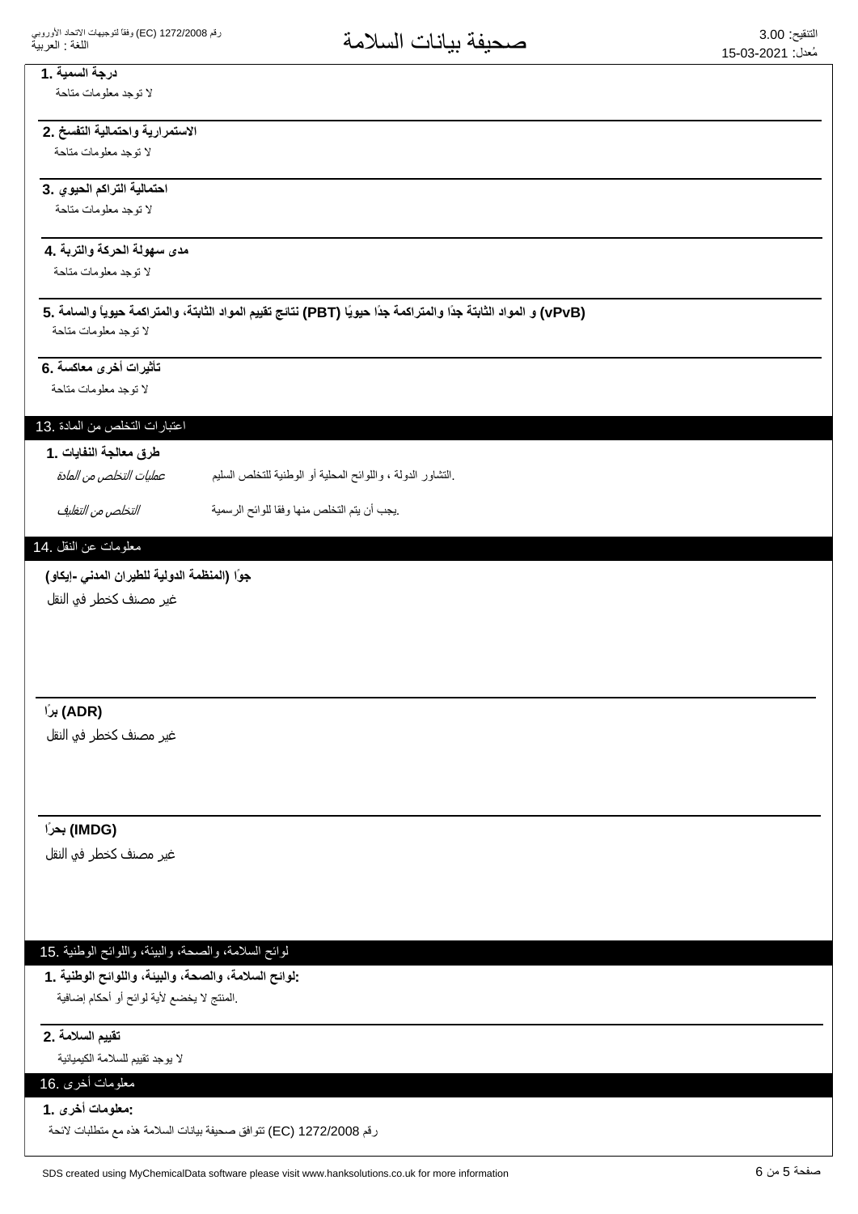### 1. درجة السمية

لا توجد معلومات متاحة

### 2. الاستمرارية واحتمالية التفسخ

لا توجد معلومات متاحة

### 3. احتمالية التراكم الحيوي

لا توجد معلومات متاحة

### 4. مدى سهولة الحركة والتربة

لا توجد معلومات متاحة

### 5. نتائج تقييم المواد الثابتة، والمتراكمة حيوياً والسامة (PBT) و المواد الثابتة جدًا والمتراكمة جدًا حيويًا (vPvB)

لا توجد معلومات متاحة

### 6. تأثيرات أخرى معاكسة

لا توجد معلومات متاحة

## 13. اعتبارات التخلص من المادة

### 1. طرق معالجة النفايات

| | |
|---|---|
| *عمليات التخلص من المادة* | التشاور الدولة ، واللوائح المحلية أو الوطنية للتخلص السليم. |
| *التخلص من التغليف* | يجب أن يتم التخلص منها وفقا للوائح الرسمية. |

## 14. معلومات عن النقل

### جوًا (المنظمة الدولية للطيران المدني -إيكاو)

غير مصنف كخطر في النقل

### برًا (ADR)

غير مصنف كخطر في النقل

### بحرًا (IMDG)

غير مصنف كخطر في النقل

## 15. لوائح السلامة، والصحة، والبيئة، واللوائح الوطنية

### 1. لوائح السلامة، والصحة، والبيئة، واللوائح الوطنية:

المنتج لا يخضع لأية لوائح أو أحكام إضافية.

### 2. تقييم السلامة

لا يوجد تقييم للسلامة الكيميائية

## 16. معلومات أخرى

### 1. معلومات أخرى:

تتوافق صحيفة بيانات السلامة هذه مع متطلبات لائحة (EC) 1272/2008 رقم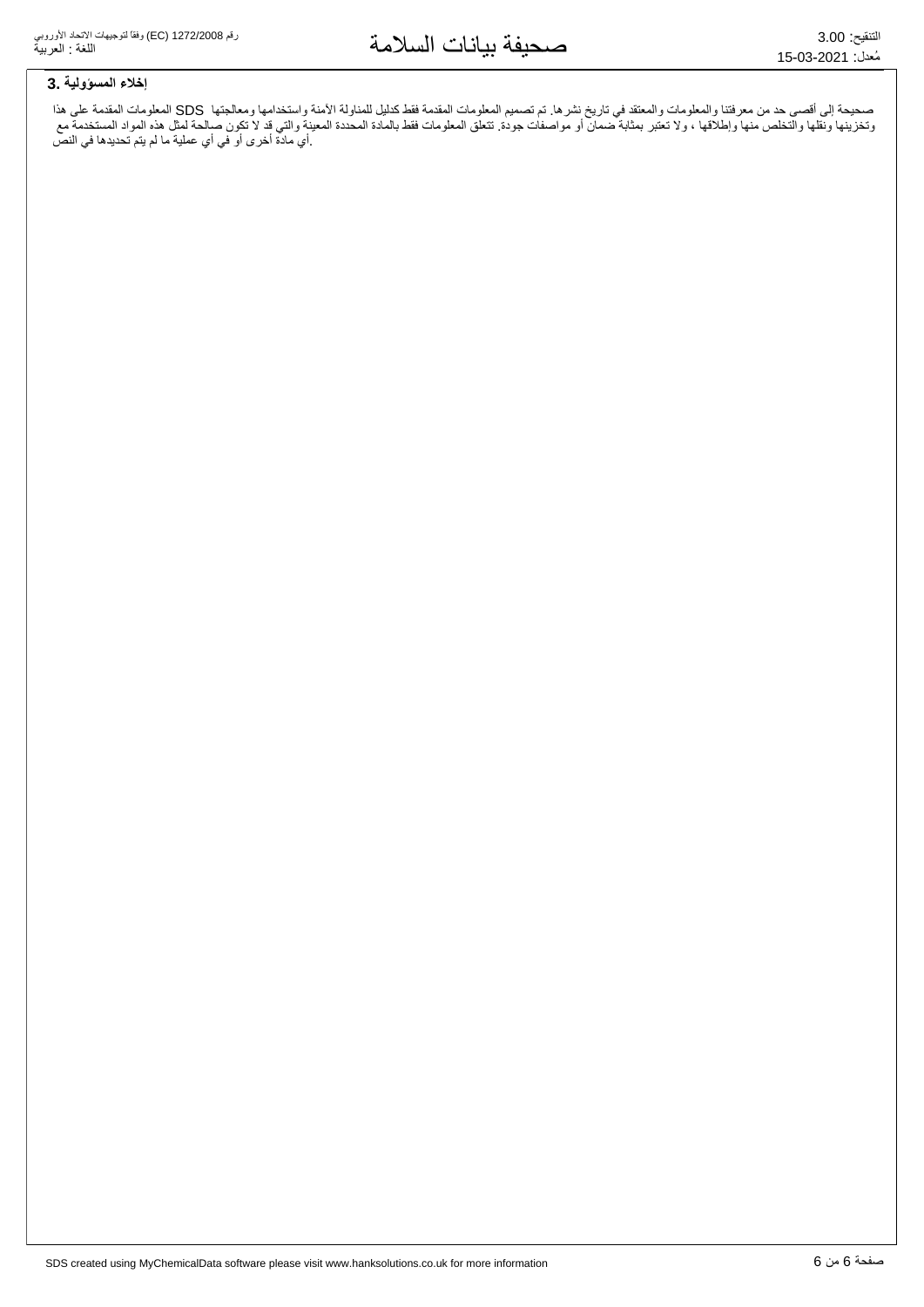### 3. إخلاء المسؤولية

المعلومات المقدمة على هذا SDS صحيحة إلى أقصى حد من معرفتنا والمعلومات والمعتقد في تاريخ نشرها. تم تصميم المعلومات المقدمة فقط كدليل للمناولة الآمنة واستخدامها ومعالجتها وتخزينها ونقلها والتخلص منها وإطلاقها ، ولا تعتبر بمثابة ضمان أو مواصفات جودة. تتعلق المعلومات فقط بالمادة المحددة المعينة والتي قد لا تكون صالحة لمثل هذه المواد المستخدمة مع أي مادة أخرى أو في أي عملية ما لم يتم تحديدها في النص.